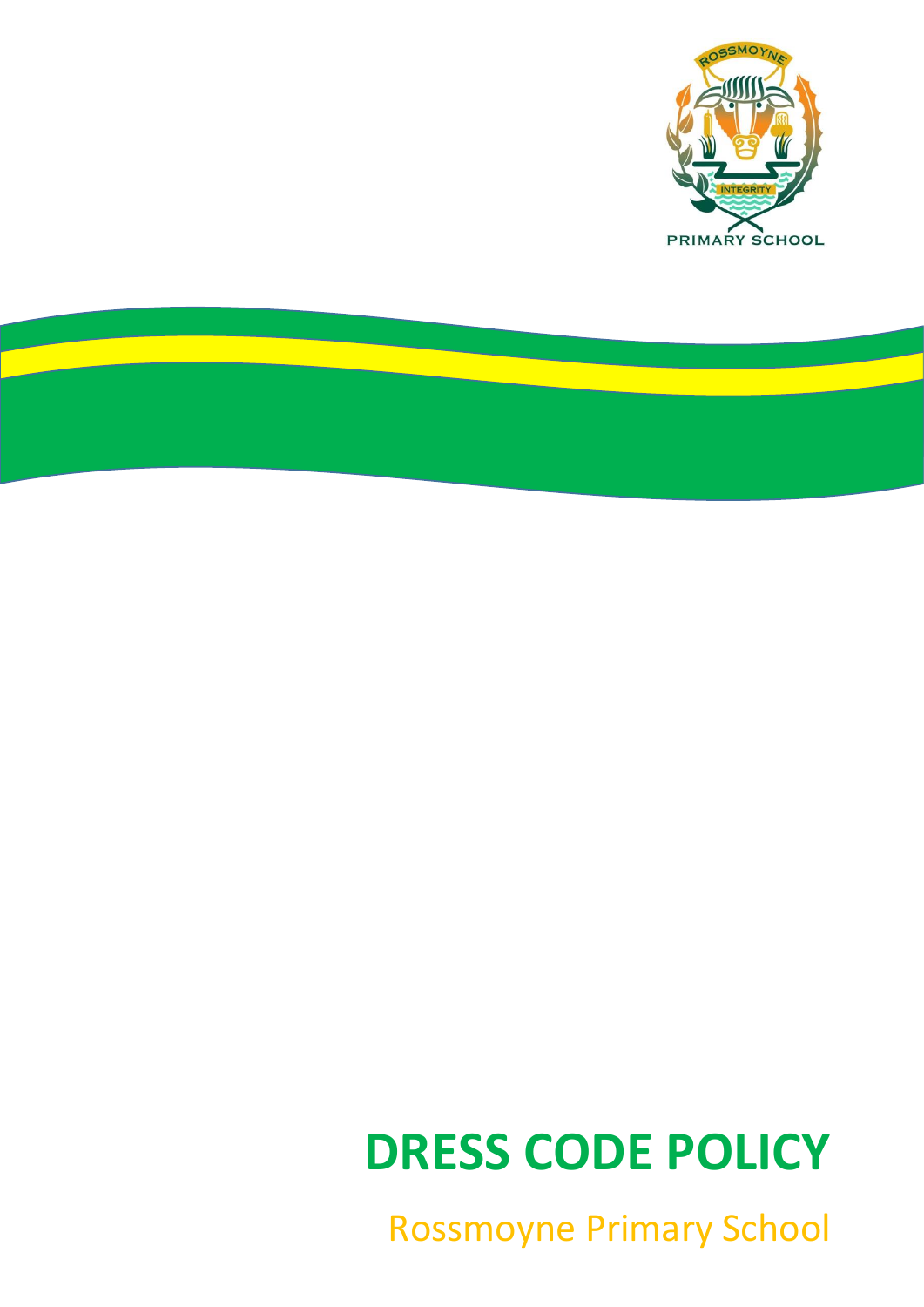# DRESS CODE POLICY

Rossmoyne Primary School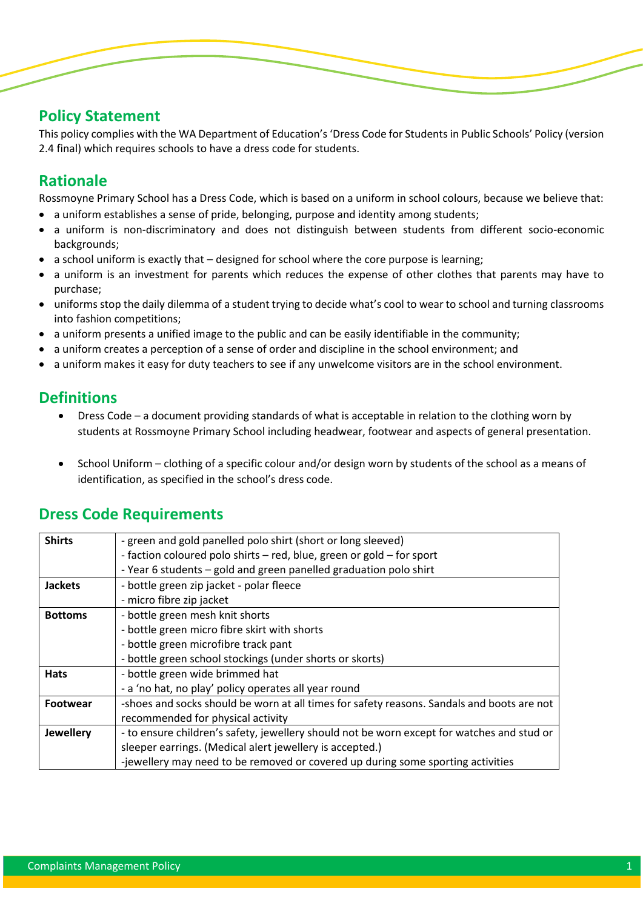## Policy Statement

This policy complies with the WA Department of Education's 'Dress Code for Students in Public Schools' Policy (version 2.4 final) which requires schools to have a dress code for students.

## Rationale

Rossmoyne Primary School has a Dress Code, which is based on a uniform in school colours, because we believe that:

- a uniform establishes a sense of pride, belonging, purpose and identity among students;
- a uniform is non-discriminatory and does not distinguish between students from different socio-economic backgrounds;
- a school uniform is exactly that – designed for school where the core purpose is learning;
- a uniform is an investment for parents which reduces the expense of other clothes that parents may have to purchase;
- uniforms stop the daily dilemma of a student trying to decide what's cool to wear to school and turning classrooms into fashion competitions;
- a uniform presents a unified image to the public and can be easily identifiable in the community;
- a uniform creates a perception of a sense of order and discipline in the school environment; and
- a uniform makes it easy for duty teachers to see if any unwelcome visitors are in the school environment.

## Definitions

- Dress Code – a document providing standards of what is acceptable in relation to the clothing worn by students at Rossmoyne Primary School including headwear, footwear and aspects of general presentation.
- School Uniform – clothing of a specific colour and/or design worn by students of the school as a means of identification, as specified in the school's dress code.

## Dress Code Requirements

| | |
|---|---|
| **Shirts** | - green and gold panelled polo shirt (short or long sleeved)<br>- faction coloured polo shirts – red, blue, green or gold – for sport<br>- Year 6 students – gold and green panelled graduation polo shirt |
| **Jackets** | - bottle green zip jacket - polar fleece<br>- micro fibre zip jacket |
| **Bottoms** | - bottle green mesh knit shorts<br>- bottle green micro fibre skirt with shorts<br>- bottle green microfibre track pant<br>- bottle green school stockings (under shorts or skorts) |
| **Hats** | - bottle green wide brimmed hat<br>- a 'no hat, no play' policy operates all year round |
| **Footwear** | -shoes and socks should be worn at all times for safety reasons. Sandals and boots are not recommended for physical activity |
| **Jewellery** | - to ensure children's safety, jewellery should not be worn except for watches and stud or sleeper earrings. (Medical alert jewellery is accepted.)<br>-jewellery may need to be removed or covered up during some sporting activities |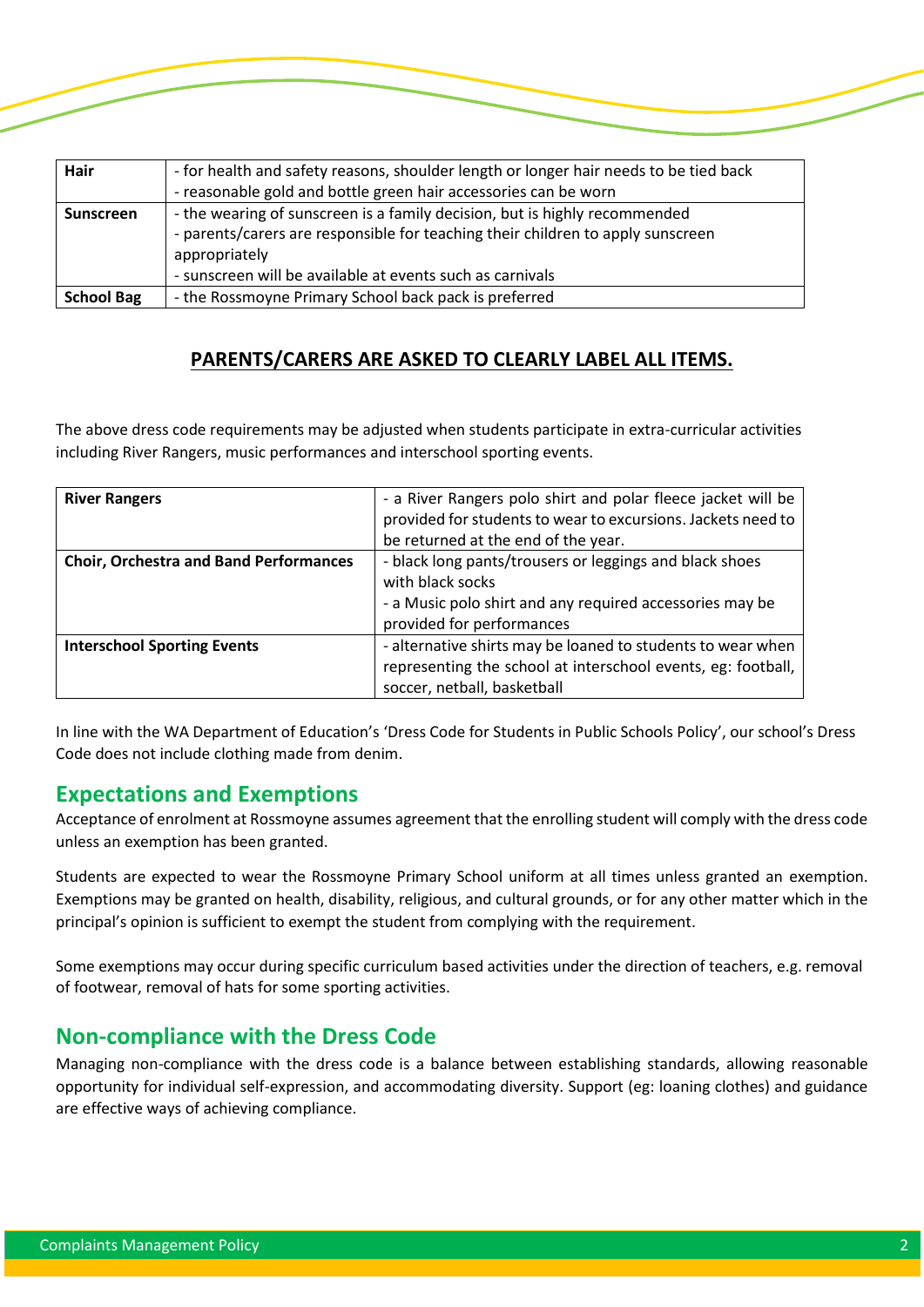| Hair | - for health and safety reasons, shoulder length or longer hair needs to be tied back<br>- reasonable gold and bottle green hair accessories can be worn |
|---|---|
| **Sunscreen** | - the wearing of sunscreen is a family decision, but is highly recommended<br>- parents/carers are responsible for teaching their children to apply sunscreen appropriately<br>- sunscreen will be available at events such as carnivals |
| **School Bag** | - the Rossmoyne Primary School back pack is preferred |

**PARENTS/CARERS ARE ASKED TO CLEARLY LABEL ALL ITEMS.**

The above dress code requirements may be adjusted when students participate in extra-curricular activities including River Rangers, music performances and interschool sporting events.

| River Rangers | - a River Rangers polo shirt and polar fleece jacket will be provided for students to wear to excursions. Jackets need to be returned at the end of the year. |
|---|---|
| **Choir, Orchestra and Band Performances** | - black long pants/trousers or leggings and black shoes with black socks<br>- a Music polo shirt and any required accessories may be provided for performances |
| **Interschool Sporting Events** | - alternative shirts may be loaned to students to wear when representing the school at interschool events, eg: football, soccer, netball, basketball |

In line with the WA Department of Education's 'Dress Code for Students in Public Schools Policy', our school's Dress Code does not include clothing made from denim.

## Expectations and Exemptions

Acceptance of enrolment at Rossmoyne assumes agreement that the enrolling student will comply with the dress code unless an exemption has been granted.

Students are expected to wear the Rossmoyne Primary School uniform at all times unless granted an exemption. Exemptions may be granted on health, disability, religious, and cultural grounds, or for any other matter which in the principal's opinion is sufficient to exempt the student from complying with the requirement.

Some exemptions may occur during specific curriculum based activities under the direction of teachers, e.g. removal of footwear, removal of hats for some sporting activities.

## Non-compliance with the Dress Code

Managing non-compliance with the dress code is a balance between establishing standards, allowing reasonable opportunity for individual self-expression, and accommodating diversity. Support (eg: loaning clothes) and guidance are effective ways of achieving compliance.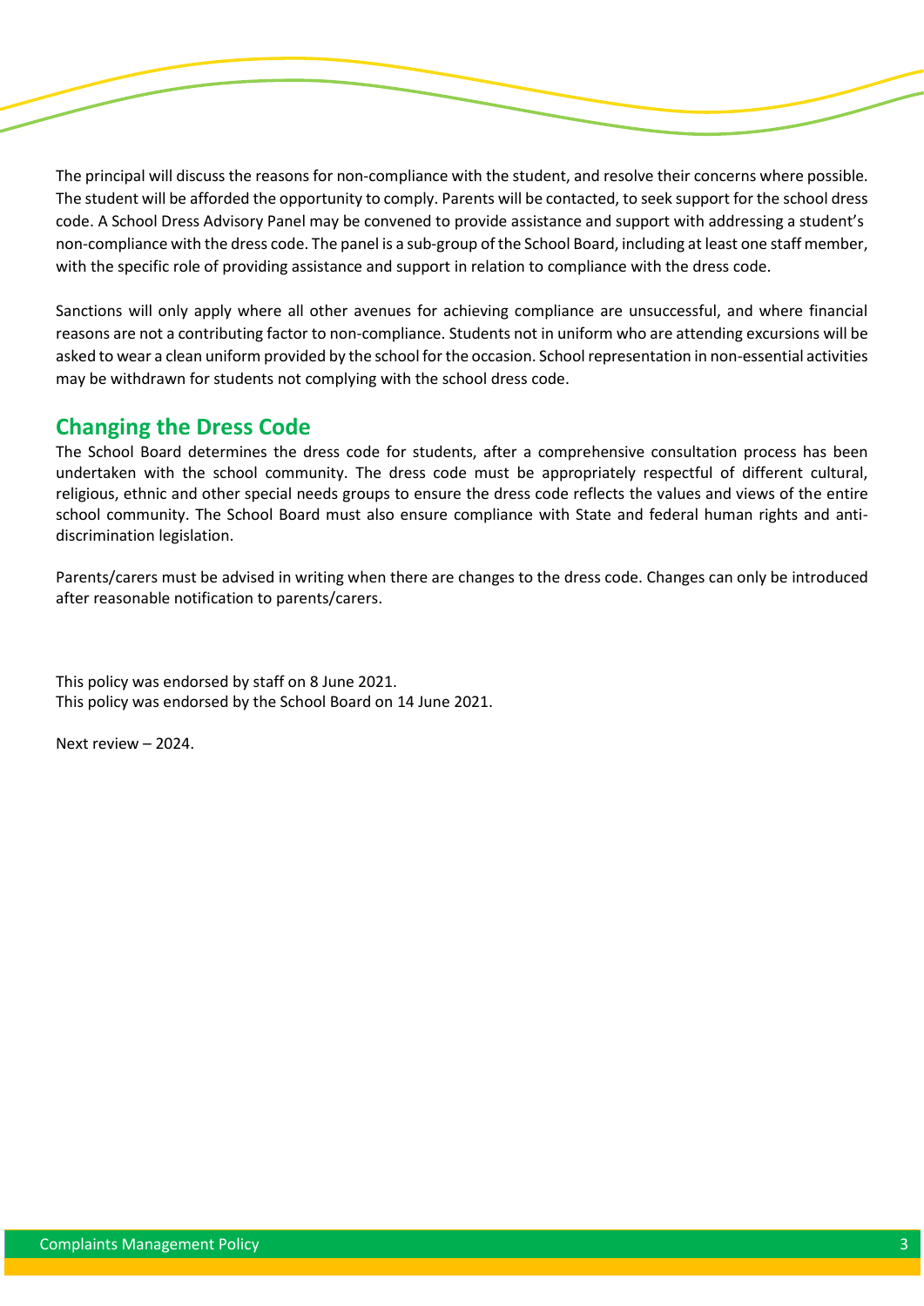The principal will discuss the reasons for non-compliance with the student, and resolve their concerns where possible. The student will be afforded the opportunity to comply. Parents will be contacted, to seek support for the school dress code. A School Dress Advisory Panel may be convened to provide assistance and support with addressing a student's non-compliance with the dress code. The panel is a sub-group of the School Board, including at least one staff member, with the specific role of providing assistance and support in relation to compliance with the dress code.

Sanctions will only apply where all other avenues for achieving compliance are unsuccessful, and where financial reasons are not a contributing factor to non-compliance. Students not in uniform who are attending excursions will be asked to wear a clean uniform provided by the school for the occasion. School representation in non-essential activities may be withdrawn for students not complying with the school dress code.

## Changing the Dress Code

The School Board determines the dress code for students, after a comprehensive consultation process has been undertaken with the school community. The dress code must be appropriately respectful of different cultural, religious, ethnic and other special needs groups to ensure the dress code reflects the values and views of the entire school community. The School Board must also ensure compliance with State and federal human rights and anti-discrimination legislation.

Parents/carers must be advised in writing when there are changes to the dress code. Changes can only be introduced after reasonable notification to parents/carers.

This policy was endorsed by staff on 8 June 2021.
This policy was endorsed by the School Board on 14 June 2021.

Next review – 2024.